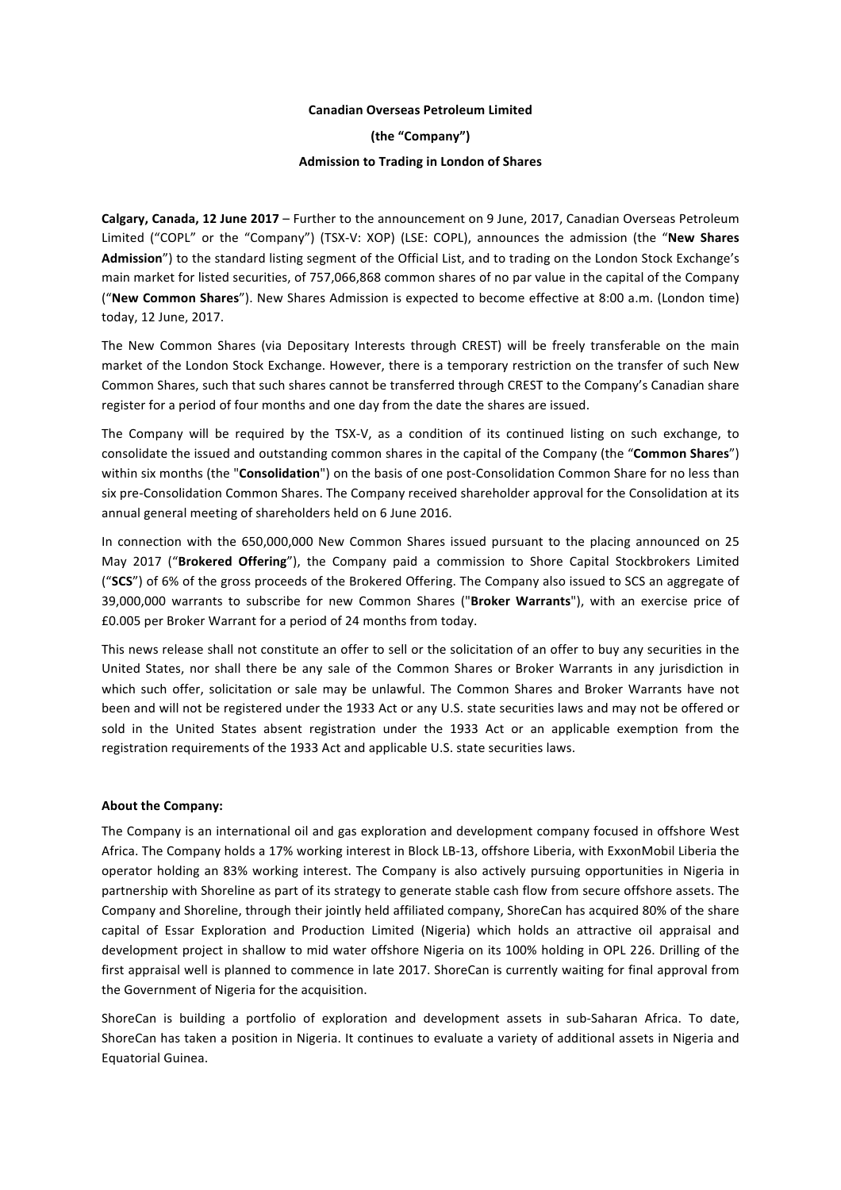**Canadian Overseas Petroleum Limited**

**(the "Company")**

**Admission to Trading in London of Shares**

**Calgary, Canada, 12 June 2017** – Further to the announcement on 9 June, 2017, Canadian Overseas Petroleum Limited ("COPL" or the "Company") (TSX-V: XOP) (LSE: COPL), announces the admission (the "**New Shares Admission**") to the standard listing segment of the Official List, and to trading on the London Stock Exchange's main market for listed securities, of 757,066,868 common shares of no par value in the capital of the Company ("**New Common Shares**"). New Shares Admission is expected to become effective at 8:00 a.m. (London time) today, 12 June, 2017.

The New Common Shares (via Depositary Interests through CREST) will be freely transferable on the main market of the London Stock Exchange. However, there is a temporary restriction on the transfer of such New Common Shares, such that such shares cannot be transferred through CREST to the Company's Canadian share register for a period of four months and one day from the date the shares are issued.

The Company will be required by the TSX-V, as a condition of its continued listing on such exchange, to consolidate the issued and outstanding common shares in the capital of the Company (the "**Common Shares**") within six months (the "**Consolidation**") on the basis of one post-Consolidation Common Share for no less than six pre-Consolidation Common Shares. The Company received shareholder approval for the Consolidation at its annual general meeting of shareholders held on 6 June 2016.

In connection with the 650,000,000 New Common Shares issued pursuant to the placing announced on 25 May 2017 ("**Brokered Offering**"), the Company paid a commission to Shore Capital Stockbrokers Limited ("**SCS**") of 6% of the gross proceeds of the Brokered Offering. The Company also issued to SCS an aggregate of 39,000,000 warrants to subscribe for new Common Shares ("**Broker Warrants**"), with an exercise price of £0.005 per Broker Warrant for a period of 24 months from today.

This news release shall not constitute an offer to sell or the solicitation of an offer to buy any securities in the United States, nor shall there be any sale of the Common Shares or Broker Warrants in any jurisdiction in which such offer, solicitation or sale may be unlawful. The Common Shares and Broker Warrants have not been and will not be registered under the 1933 Act or any U.S. state securities laws and may not be offered or sold in the United States absent registration under the 1933 Act or an applicable exemption from the registration requirements of the 1933 Act and applicable U.S. state securities laws.

**About the Company:**

The Company is an international oil and gas exploration and development company focused in offshore West Africa. The Company holds a 17% working interest in Block LB-13, offshore Liberia, with ExxonMobil Liberia the operator holding an 83% working interest. The Company is also actively pursuing opportunities in Nigeria in partnership with Shoreline as part of its strategy to generate stable cash flow from secure offshore assets. The Company and Shoreline, through their jointly held affiliated company, ShoreCan has acquired 80% of the share capital of Essar Exploration and Production Limited (Nigeria) which holds an attractive oil appraisal and development project in shallow to mid water offshore Nigeria on its 100% holding in OPL 226. Drilling of the first appraisal well is planned to commence in late 2017. ShoreCan is currently waiting for final approval from the Government of Nigeria for the acquisition.

ShoreCan is building a portfolio of exploration and development assets in sub-Saharan Africa. To date, ShoreCan has taken a position in Nigeria. It continues to evaluate a variety of additional assets in Nigeria and Equatorial Guinea.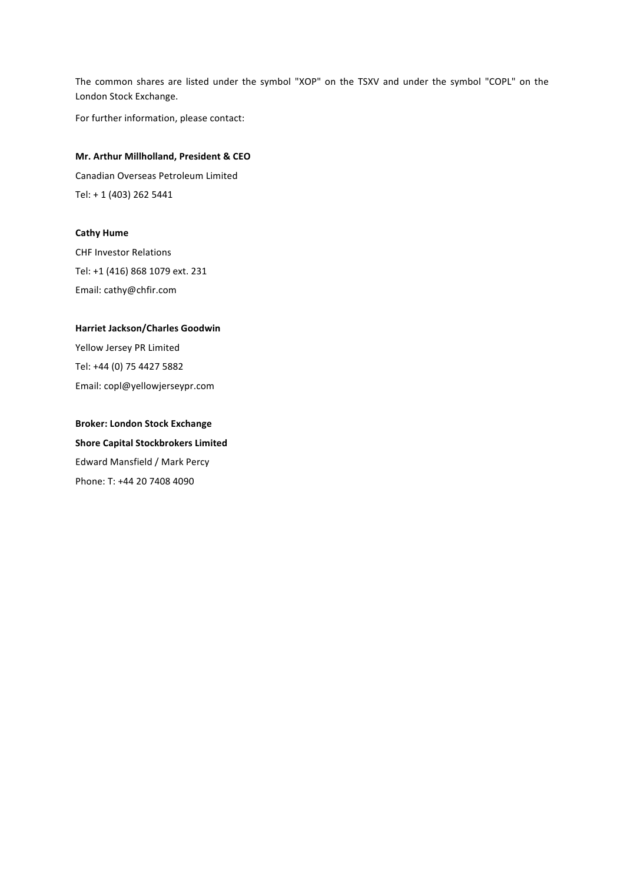The common shares are listed under the symbol "XOP" on the TSXV and under the symbol "COPL" on the London Stock Exchange.

For further information, please contact:

**Mr. Arthur Millholland, President & CEO**

Canadian Overseas Petroleum Limited

Tel: + 1 (403) 262 5441

**Cathy Hume**

CHF Investor Relations

Tel: +1 (416) 868 1079 ext. 231

Email: cathy@chfir.com

**Harriet Jackson/Charles Goodwin**

Yellow Jersey PR Limited

Tel: +44 (0) 75 4427 5882

Email: copl@yellowjerseypr.com

**Broker: London Stock Exchange**

**Shore Capital Stockbrokers Limited**

Edward Mansfield / Mark Percy

Phone: T: +44 20 7408 4090